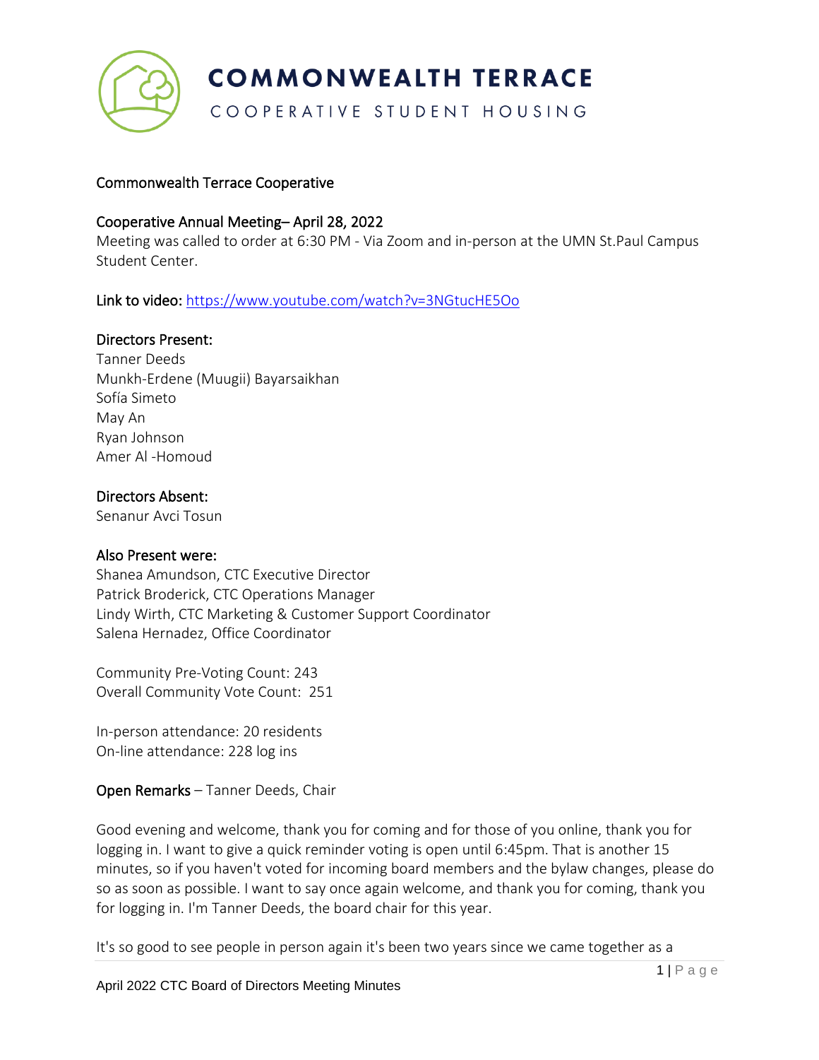# COMMONWEALTH TERRACE

COOPERATIVE STUDENT HOUSING

Commonwealth Terrace Cooperative

## Cooperative Annual Meeting– April 28, 2022

Meeting was called to order at 6:30 PM - Via Zoom and in-person at the UMN St.Paul Campus Student Center.

**Link to video:** https://www.youtube.com/watch?v=3NGtucHE5Oo

**Directors Present:**
Tanner Deeds
Munkh-Erdene (Muugii) Bayarsaikhan
Sofía Simeto
May An
Ryan Johnson
Amer Al -Homoud

**Directors Absent:**
Senanur Avci Tosun

**Also Present were:**
Shanea Amundson, CTC Executive Director
Patrick Broderick, CTC Operations Manager
Lindy Wirth, CTC Marketing & Customer Support Coordinator
Salena Hernadez, Office Coordinator

Community Pre-Voting Count: 243
Overall Community Vote Count: 251

In-person attendance: 20 residents
On-line attendance: 228 log ins

**Open Remarks** – Tanner Deeds, Chair

Good evening and welcome, thank you for coming and for those of you online, thank you for logging in. I want to give a quick reminder voting is open until 6:45pm. That is another 15 minutes, so if you haven't voted for incoming board members and the bylaw changes, please do so as soon as possible. I want to say once again welcome, and thank you for coming, thank you for logging in. I'm Tanner Deeds, the board chair for this year.

It's so good to see people in person again it's been two years since we came together as a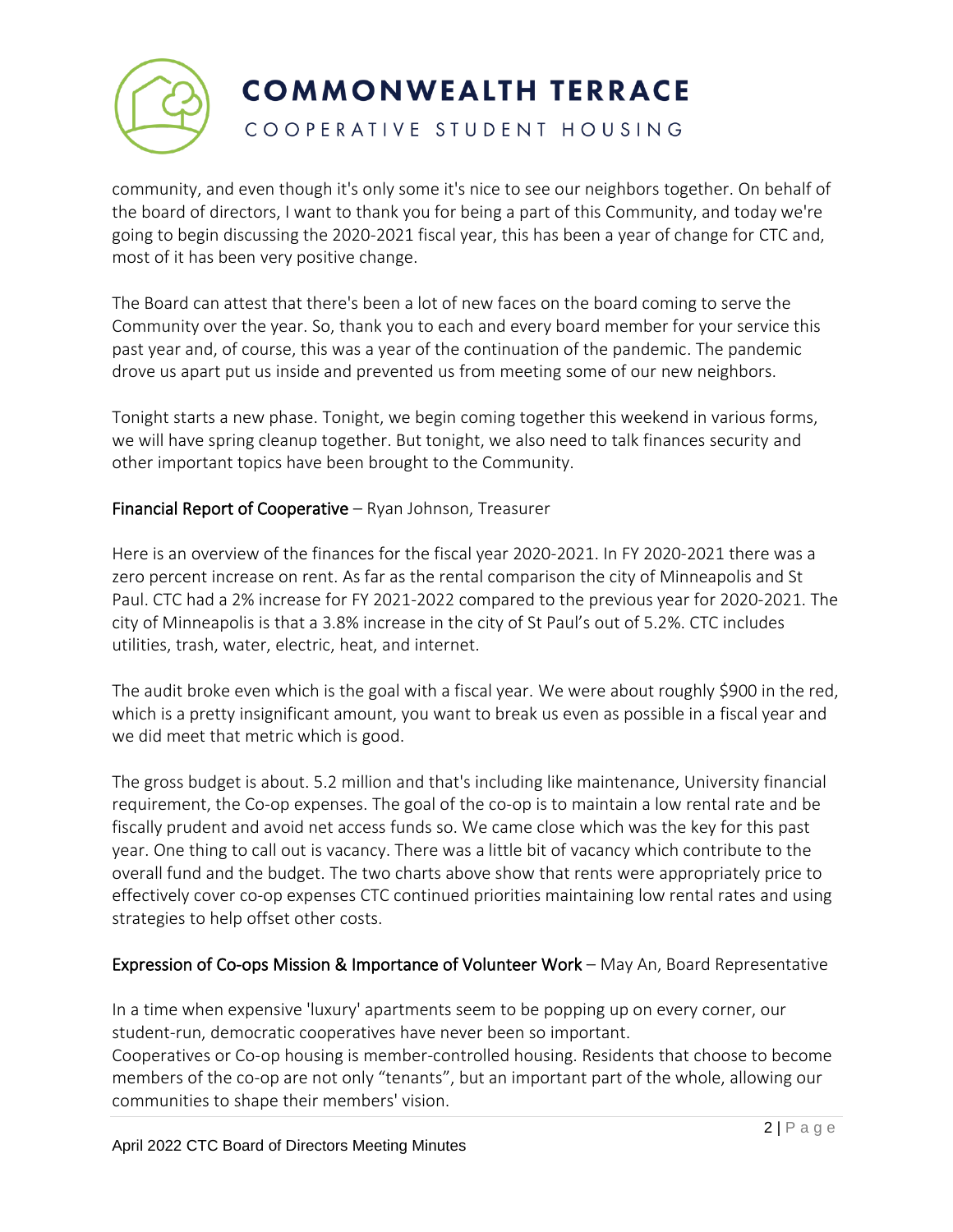community, and even though it's only some it's nice to see our neighbors together. On behalf of the board of directors, I want to thank you for being a part of this Community, and today we're going to begin discussing the 2020-2021 fiscal year, this has been a year of change for CTC and, most of it has been very positive change.

The Board can attest that there's been a lot of new faces on the board coming to serve the Community over the year. So, thank you to each and every board member for your service this past year and, of course, this was a year of the continuation of the pandemic. The pandemic drove us apart put us inside and prevented us from meeting some of our new neighbors.

Tonight starts a new phase. Tonight, we begin coming together this weekend in various forms, we will have spring cleanup together. But tonight, we also need to talk finances security and other important topics have been brought to the Community.

**Financial Report of Cooperative** – Ryan Johnson, Treasurer

Here is an overview of the finances for the fiscal year 2020-2021. In FY 2020-2021 there was a zero percent increase on rent. As far as the rental comparison the city of Minneapolis and St Paul. CTC had a 2% increase for FY 2021-2022 compared to the previous year for 2020-2021. The city of Minneapolis is that a 3.8% increase in the city of St Paul's out of 5.2%. CTC includes utilities, trash, water, electric, heat, and internet.

The audit broke even which is the goal with a fiscal year. We were about roughly $900 in the red, which is a pretty insignificant amount, you want to break us even as possible in a fiscal year and we did meet that metric which is good.

The gross budget is about. 5.2 million and that's including like maintenance, University financial requirement, the Co-op expenses. The goal of the co-op is to maintain a low rental rate and be fiscally prudent and avoid net access funds so. We came close which was the key for this past year. One thing to call out is vacancy. There was a little bit of vacancy which contribute to the overall fund and the budget. The two charts above show that rents were appropriately price to effectively cover co-op expenses CTC continued priorities maintaining low rental rates and using strategies to help offset other costs.

**Expression of Co-ops Mission & Importance of Volunteer Work** – May An, Board Representative

In a time when expensive 'luxury' apartments seem to be popping up on every corner, our student-run, democratic cooperatives have never been so important.
Cooperatives or Co-op housing is member-controlled housing. Residents that choose to become members of the co-op are not only "tenants", but an important part of the whole, allowing our communities to shape their members' vision.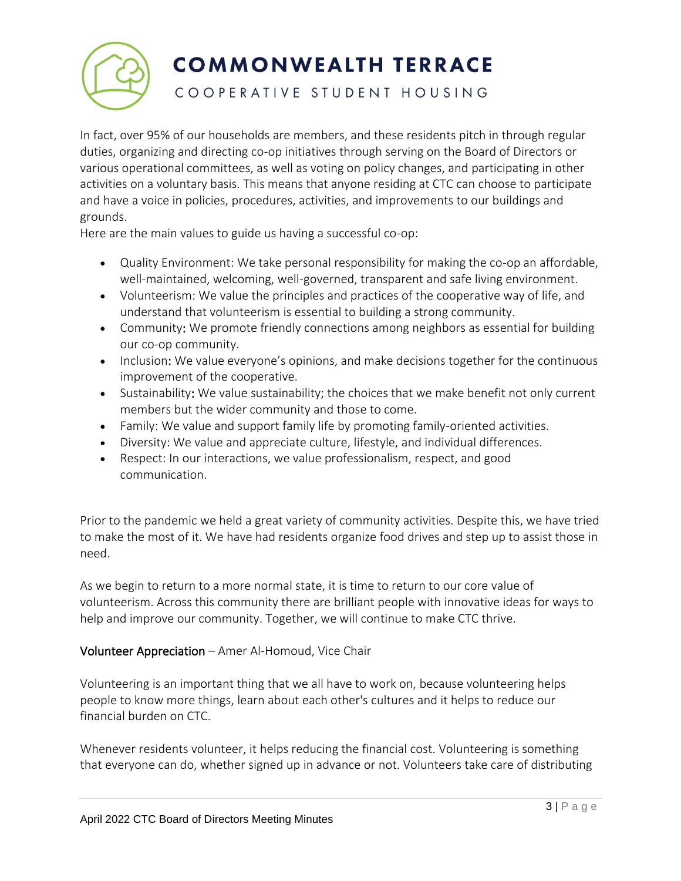In fact, over 95% of our households are members, and these residents pitch in through regular duties, organizing and directing co-op initiatives through serving on the Board of Directors or various operational committees, as well as voting on policy changes, and participating in other activities on a voluntary basis. This means that anyone residing at CTC can choose to participate and have a voice in policies, procedures, activities, and improvements to our buildings and grounds.

Here are the main values to guide us having a successful co-op:

- Quality Environment: We take personal responsibility for making the co-op an affordable, well-maintained, welcoming, well-governed, transparent and safe living environment.
- Volunteerism: We value the principles and practices of the cooperative way of life, and understand that volunteerism is essential to building a strong community.
- Community: We promote friendly connections among neighbors as essential for building our co-op community.
- Inclusion: We value everyone's opinions, and make decisions together for the continuous improvement of the cooperative.
- Sustainability: We value sustainability; the choices that we make benefit not only current members but the wider community and those to come.
- Family: We value and support family life by promoting family-oriented activities.
- Diversity: We value and appreciate culture, lifestyle, and individual differences.
- Respect: In our interactions, we value professionalism, respect, and good communication.

Prior to the pandemic we held a great variety of community activities. Despite this, we have tried to make the most of it. We have had residents organize food drives and step up to assist those in need.

As we begin to return to a more normal state, it is time to return to our core value of volunteerism. Across this community there are brilliant people with innovative ideas for ways to help and improve our community. Together, we will continue to make CTC thrive.

**Volunteer Appreciation** – Amer Al-Homoud, Vice Chair

Volunteering is an important thing that we all have to work on, because volunteering helps people to know more things, learn about each other's cultures and it helps to reduce our financial burden on CTC.

Whenever residents volunteer, it helps reducing the financial cost. Volunteering is something that everyone can do, whether signed up in advance or not. Volunteers take care of distributing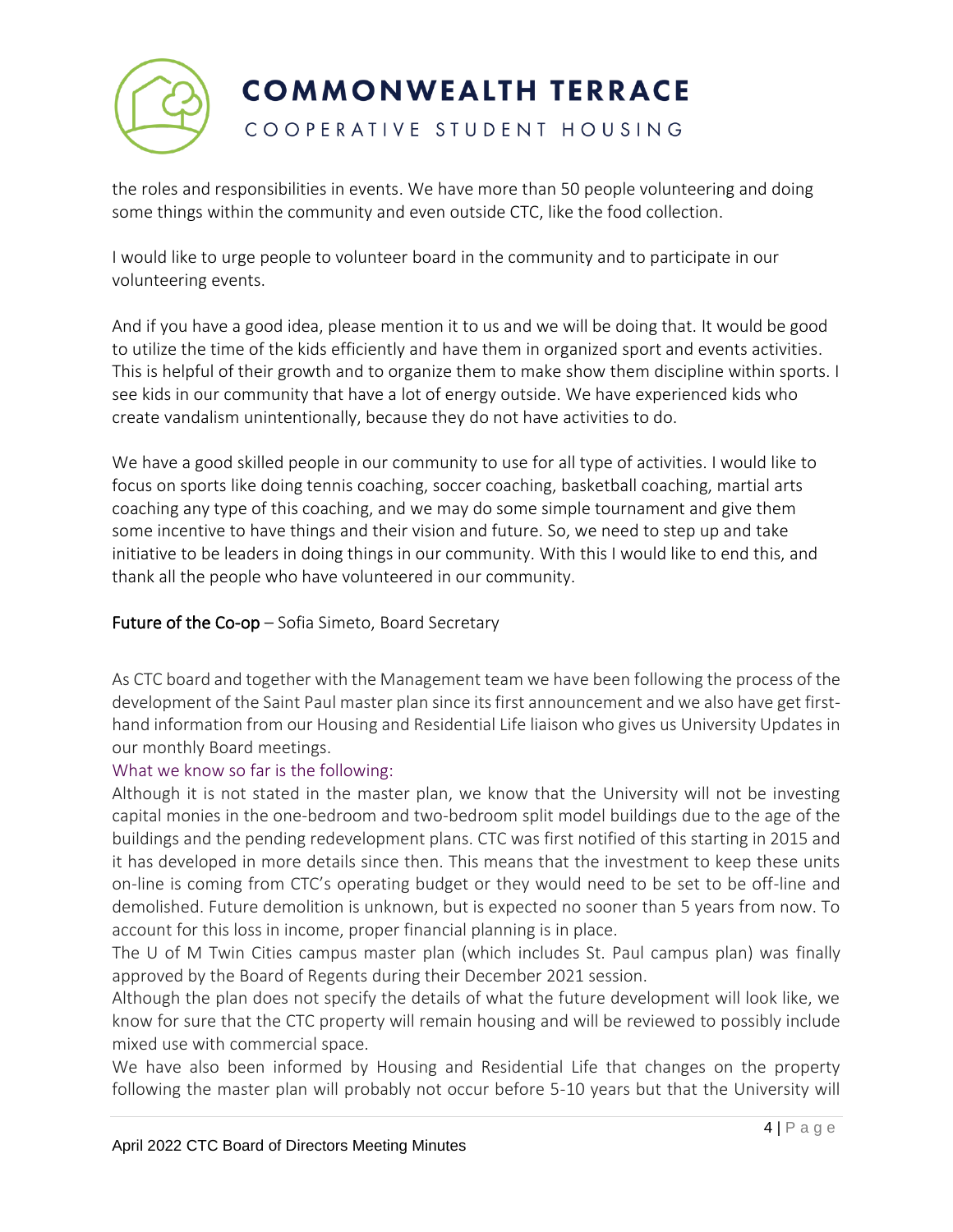the roles and responsibilities in events. We have more than 50 people volunteering and doing some things within the community and even outside CTC, like the food collection.

I would like to urge people to volunteer board in the community and to participate in our volunteering events.

And if you have a good idea, please mention it to us and we will be doing that. It would be good to utilize the time of the kids efficiently and have them in organized sport and events activities. This is helpful of their growth and to organize them to make show them discipline within sports. I see kids in our community that have a lot of energy outside. We have experienced kids who create vandalism unintentionally, because they do not have activities to do.

We have a good skilled people in our community to use for all type of activities. I would like to focus on sports like doing tennis coaching, soccer coaching, basketball coaching, martial arts coaching any type of this coaching, and we may do some simple tournament and give them some incentive to have things and their vision and future. So, we need to step up and take initiative to be leaders in doing things in our community. With this I would like to end this, and thank all the people who have volunteered in our community.

**Future of the Co-op** – Sofia Simeto, Board Secretary

As CTC board and together with the Management team we have been following the process of the development of the Saint Paul master plan since its first announcement and we also have get first-hand information from our Housing and Residential Life liaison who gives us University Updates in our monthly Board meetings.

What we know so far is the following:

Although it is not stated in the master plan, we know that the University will not be investing capital monies in the one-bedroom and two-bedroom split model buildings due to the age of the buildings and the pending redevelopment plans. CTC was first notified of this starting in 2015 and it has developed in more details since then. This means that the investment to keep these units on-line is coming from CTC's operating budget or they would need to be set to be off-line and demolished. Future demolition is unknown, but is expected no sooner than 5 years from now. To account for this loss in income, proper financial planning is in place.

The U of M Twin Cities campus master plan (which includes St. Paul campus plan) was finally approved by the Board of Regents during their December 2021 session.

Although the plan does not specify the details of what the future development will look like, we know for sure that the CTC property will remain housing and will be reviewed to possibly include mixed use with commercial space.

We have also been informed by Housing and Residential Life that changes on the property following the master plan will probably not occur before 5-10 years but that the University will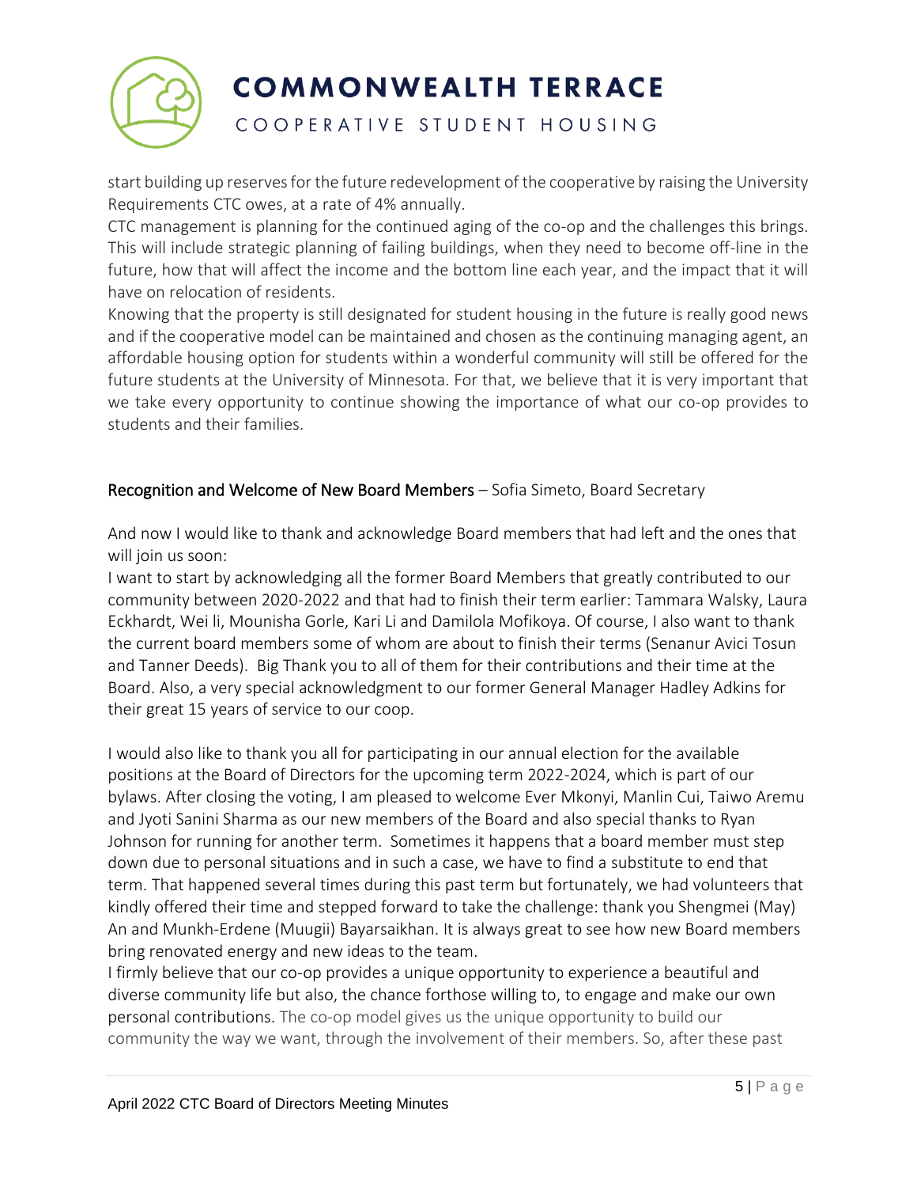start building up reserves for the future redevelopment of the cooperative by raising the University Requirements CTC owes, at a rate of 4% annually.

CTC management is planning for the continued aging of the co-op and the challenges this brings. This will include strategic planning of failing buildings, when they need to become off-line in the future, how that will affect the income and the bottom line each year, and the impact that it will have on relocation of residents.

Knowing that the property is still designated for student housing in the future is really good news and if the cooperative model can be maintained and chosen as the continuing managing agent, an affordable housing option for students within a wonderful community will still be offered for the future students at the University of Minnesota. For that, we believe that it is very important that we take every opportunity to continue showing the importance of what our co-op provides to students and their families.

**Recognition and Welcome of New Board Members** – Sofia Simeto, Board Secretary

And now I would like to thank and acknowledge Board members that had left and the ones that will join us soon:

I want to start by acknowledging all the former Board Members that greatly contributed to our community between 2020-2022 and that had to finish their term earlier: Tammara Walsky, Laura Eckhardt, Wei li, Mounisha Gorle, Kari Li and Damilola Mofikoya. Of course, I also want to thank the current board members some of whom are about to finish their terms (Senanur Avici Tosun and Tanner Deeds). Big Thank you to all of them for their contributions and their time at the Board. Also, a very special acknowledgment to our former General Manager Hadley Adkins for their great 15 years of service to our coop.

I would also like to thank you all for participating in our annual election for the available positions at the Board of Directors for the upcoming term 2022-2024, which is part of our bylaws. After closing the voting, I am pleased to welcome Ever Mkonyi, Manlin Cui, Taiwo Aremu and Jyoti Sanini Sharma as our new members of the Board and also special thanks to Ryan Johnson for running for another term. Sometimes it happens that a board member must step down due to personal situations and in such a case, we have to find a substitute to end that term. That happened several times during this past term but fortunately, we had volunteers that kindly offered their time and stepped forward to take the challenge: thank you Shengmei (May) An and Munkh-Erdene (Muugii) Bayarsaikhan. It is always great to see how new Board members bring renovated energy and new ideas to the team.

I firmly believe that our co-op provides a unique opportunity to experience a beautiful and diverse community life but also, the chance forthose willing to, to engage and make our own personal contributions. The co-op model gives us the unique opportunity to build our community the way we want, through the involvement of their members. So, after these past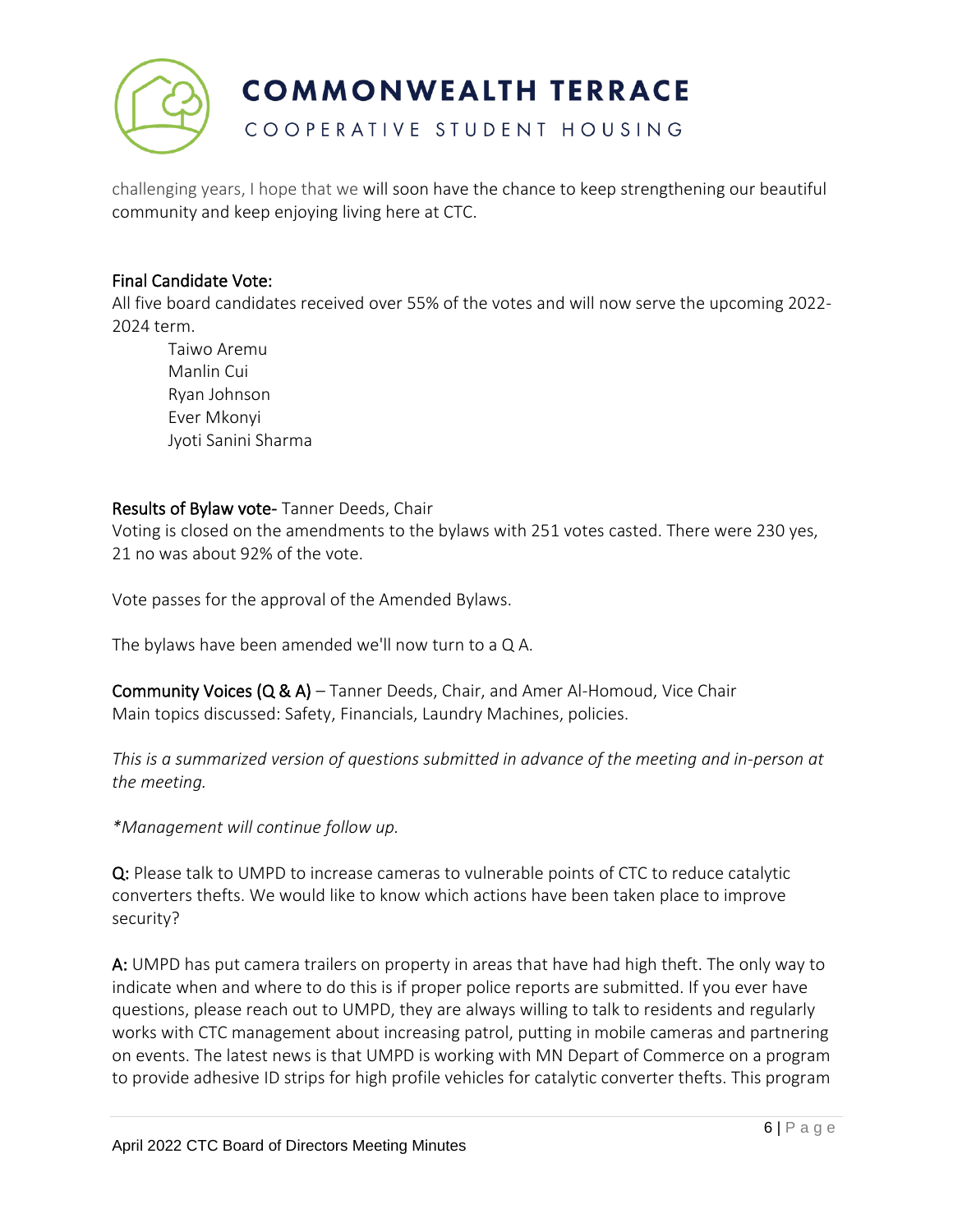challenging years, I hope that we will soon have the chance to keep strengthening our beautiful community and keep enjoying living here at CTC.

Final Candidate Vote:
All five board candidates received over 55% of the votes and will now serve the upcoming 2022-2024 term.

Taiwo Aremu
Manlin Cui
Ryan Johnson
Ever Mkonyi
Jyoti Sanini Sharma

Results of Bylaw vote- Tanner Deeds, Chair
Voting is closed on the amendments to the bylaws with 251 votes casted. There were 230 yes, 21 no was about 92% of the vote.

Vote passes for the approval of the Amended Bylaws.

The bylaws have been amended we'll now turn to a Q A.

**Community Voices (Q & A)** – Tanner Deeds, Chair, and Amer Al-Homoud, Vice Chair
Main topics discussed: Safety, Financials, Laundry Machines, policies.

*This is a summarized version of questions submitted in advance of the meeting and in-person at the meeting.*

**Management will continue follow up.*

**Q:** Please talk to UMPD to increase cameras to vulnerable points of CTC to reduce catalytic converters thefts. We would like to know which actions have been taken place to improve security?

**A:** UMPD has put camera trailers on property in areas that have had high theft. The only way to indicate when and where to do this is if proper police reports are submitted. If you ever have questions, please reach out to UMPD, they are always willing to talk to residents and regularly works with CTC management about increasing patrol, putting in mobile cameras and partnering on events. The latest news is that UMPD is working with MN Depart of Commerce on a program to provide adhesive ID strips for high profile vehicles for catalytic converter thefts. This program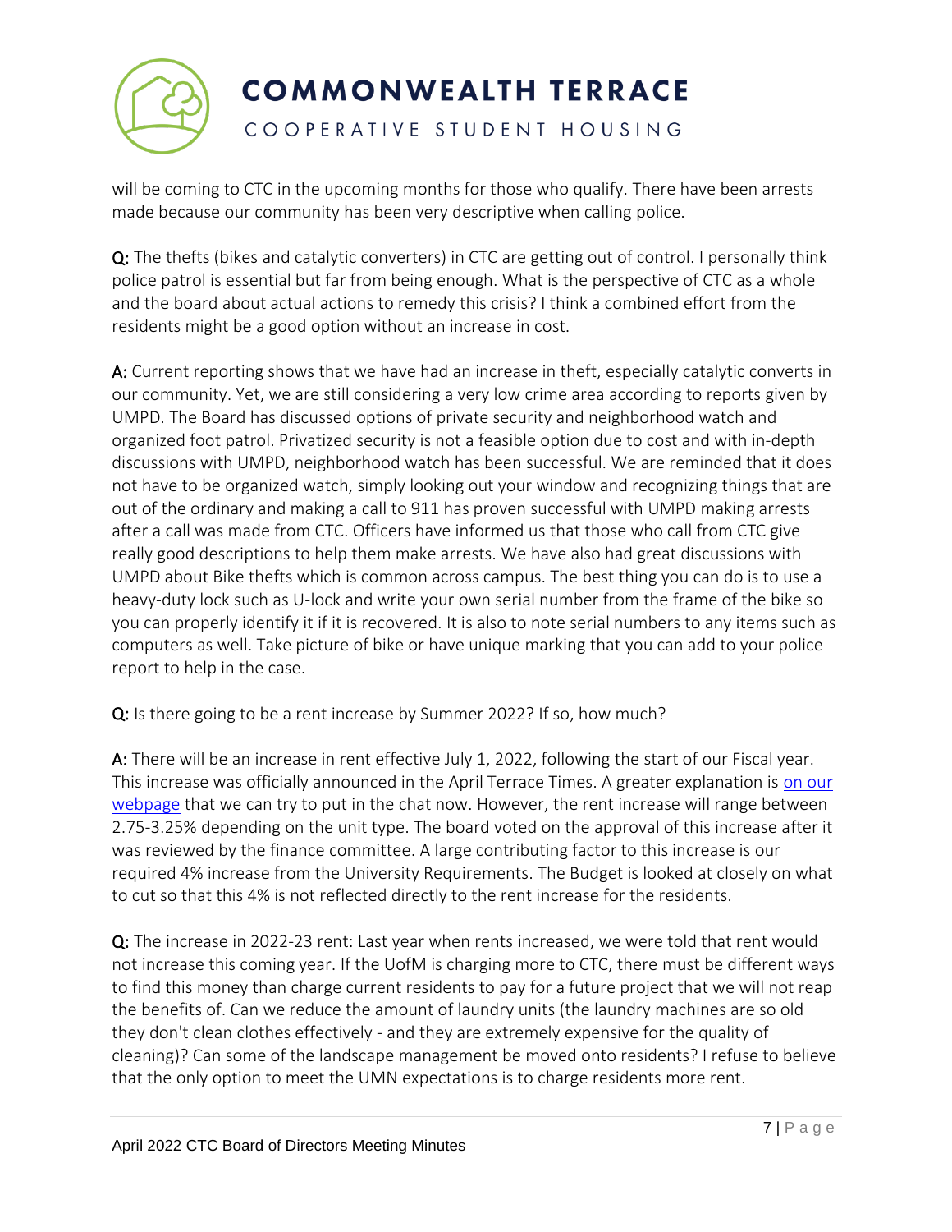will be coming to CTC in the upcoming months for those who qualify. There have been arrests made because our community has been very descriptive when calling police.

**Q:** The thefts (bikes and catalytic converters) in CTC are getting out of control. I personally think police patrol is essential but far from being enough. What is the perspective of CTC as a whole and the board about actual actions to remedy this crisis? I think a combined effort from the residents might be a good option without an increase in cost.

**A:** Current reporting shows that we have had an increase in theft, especially catalytic converts in our community. Yet, we are still considering a very low crime area according to reports given by UMPD. The Board has discussed options of private security and neighborhood watch and organized foot patrol. Privatized security is not a feasible option due to cost and with in-depth discussions with UMPD, neighborhood watch has been successful. We are reminded that it does not have to be organized watch, simply looking out your window and recognizing things that are out of the ordinary and making a call to 911 has proven successful with UMPD making arrests after a call was made from CTC. Officers have informed us that those who call from CTC give really good descriptions to help them make arrests. We have also had great discussions with UMPD about Bike thefts which is common across campus. The best thing you can do is to use a heavy-duty lock such as U-lock and write your own serial number from the frame of the bike so you can properly identify it if it is recovered. It is also to note serial numbers to any items such as computers as well. Take picture of bike or have unique marking that you can add to your police report to help in the case.

**Q:** Is there going to be a rent increase by Summer 2022? If so, how much?

**A:** There will be an increase in rent effective July 1, 2022, following the start of our Fiscal year. This increase was officially announced in the April Terrace Times. A greater explanation is on our webpage that we can try to put in the chat now. However, the rent increase will range between 2.75-3.25% depending on the unit type. The board voted on the approval of this increase after it was reviewed by the finance committee. A large contributing factor to this increase is our required 4% increase from the University Requirements. The Budget is looked at closely on what to cut so that this 4% is not reflected directly to the rent increase for the residents.

**Q:** The increase in 2022-23 rent: Last year when rents increased, we were told that rent would not increase this coming year. If the UofM is charging more to CTC, there must be different ways to find this money than charge current residents to pay for a future project that we will not reap the benefits of. Can we reduce the amount of laundry units (the laundry machines are so old they don't clean clothes effectively - and they are extremely expensive for the quality of cleaning)? Can some of the landscape management be moved onto residents? I refuse to believe that the only option to meet the UMN expectations is to charge residents more rent.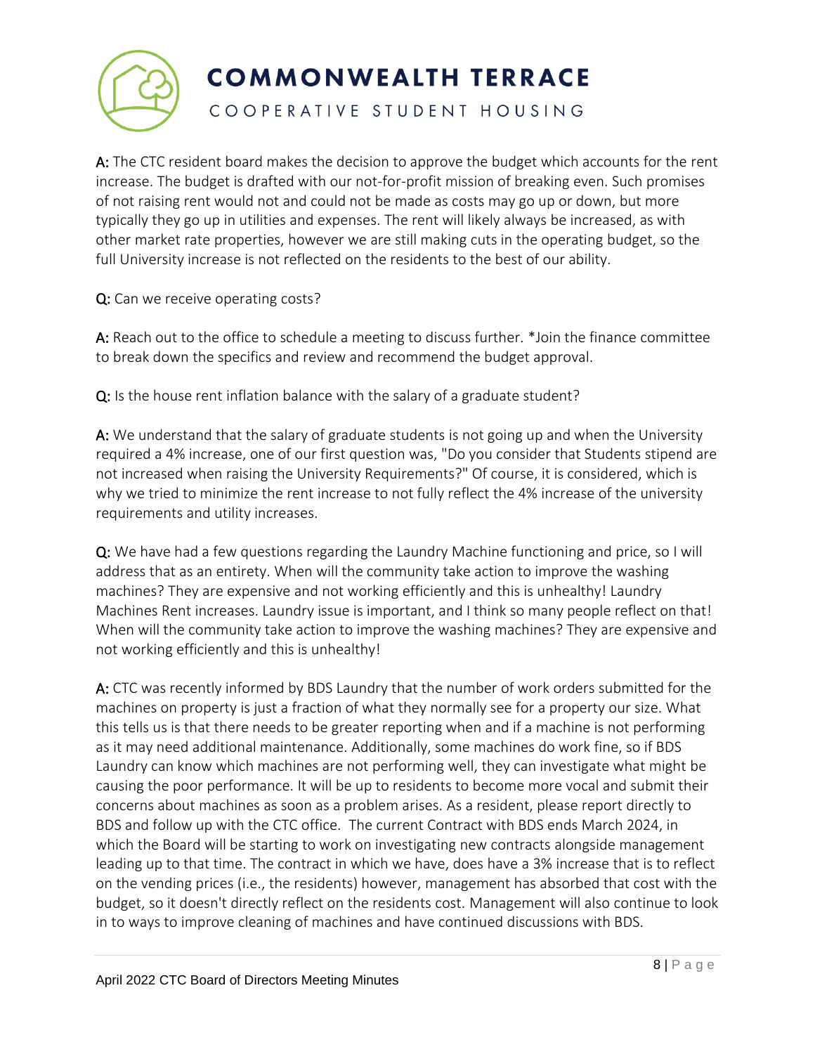**A:** The CTC resident board makes the decision to approve the budget which accounts for the rent increase. The budget is drafted with our not-for-profit mission of breaking even. Such promises of not raising rent would not and could not be made as costs may go up or down, but more typically they go up in utilities and expenses. The rent will likely always be increased, as with other market rate properties, however we are still making cuts in the operating budget, so the full University increase is not reflected on the residents to the best of our ability.

**Q:** Can we receive operating costs?

**A:** Reach out to the office to schedule a meeting to discuss further. *Join the finance committee to break down the specifics and review and recommend the budget approval.

**Q:** Is the house rent inflation balance with the salary of a graduate student?

**A:** We understand that the salary of graduate students is not going up and when the University required a 4% increase, one of our first question was, "Do you consider that Students stipend are not increased when raising the University Requirements?" Of course, it is considered, which is why we tried to minimize the rent increase to not fully reflect the 4% increase of the university requirements and utility increases.

**Q:** We have had a few questions regarding the Laundry Machine functioning and price, so I will address that as an entirety. When will the community take action to improve the washing machines? They are expensive and not working efficiently and this is unhealthy! Laundry Machines Rent increases. Laundry issue is important, and I think so many people reflect on that! When will the community take action to improve the washing machines? They are expensive and not working efficiently and this is unhealthy!

**A:** CTC was recently informed by BDS Laundry that the number of work orders submitted for the machines on property is just a fraction of what they normally see for a property our size. What this tells us is that there needs to be greater reporting when and if a machine is not performing as it may need additional maintenance. Additionally, some machines do work fine, so if BDS Laundry can know which machines are not performing well, they can investigate what might be causing the poor performance. It will be up to residents to become more vocal and submit their concerns about machines as soon as a problem arises. As a resident, please report directly to BDS and follow up with the CTC office. The current Contract with BDS ends March 2024, in which the Board will be starting to work on investigating new contracts alongside management leading up to that time. The contract in which we have, does have a 3% increase that is to reflect on the vending prices (i.e., the residents) however, management has absorbed that cost with the budget, so it doesn't directly reflect on the residents cost. Management will also continue to look in to ways to improve cleaning of machines and have continued discussions with BDS.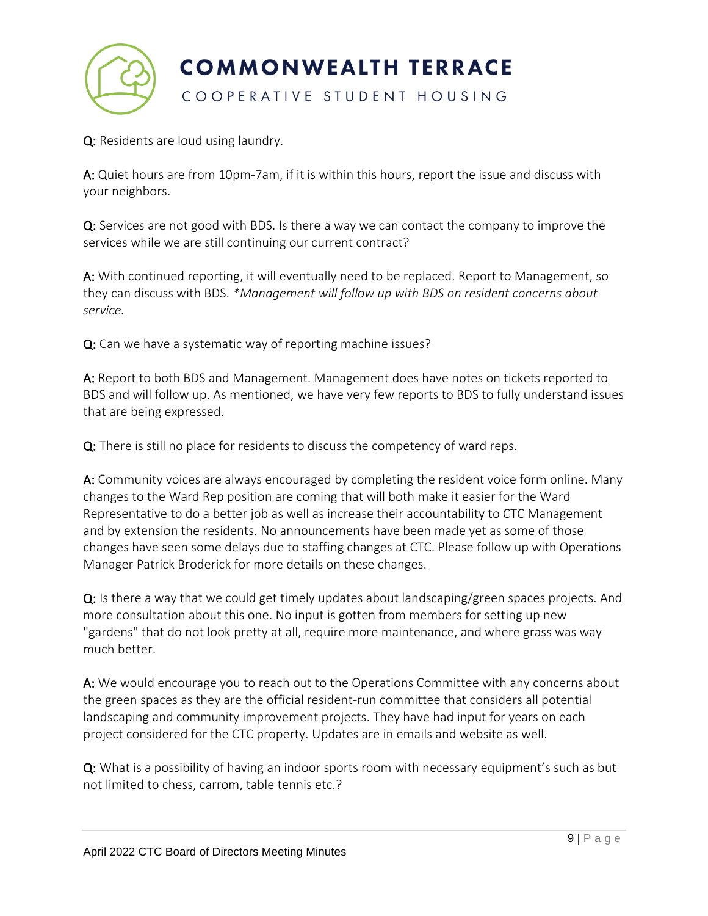**Q:** Residents are loud using laundry.

**A:** Quiet hours are from 10pm-7am, if it is within this hours, report the issue and discuss with your neighbors.

**Q:** Services are not good with BDS. Is there a way we can contact the company to improve the services while we are still continuing our current contract?

**A:** With continued reporting, it will eventually need to be replaced. Report to Management, so they can discuss with BDS. *\*Management will follow up with BDS on resident concerns about service.*

**Q:** Can we have a systematic way of reporting machine issues?

**A:** Report to both BDS and Management. Management does have notes on tickets reported to BDS and will follow up. As mentioned, we have very few reports to BDS to fully understand issues that are being expressed.

**Q:** There is still no place for residents to discuss the competency of ward reps.

**A:** Community voices are always encouraged by completing the resident voice form online. Many changes to the Ward Rep position are coming that will both make it easier for the Ward Representative to do a better job as well as increase their accountability to CTC Management and by extension the residents. No announcements have been made yet as some of those changes have seen some delays due to staffing changes at CTC. Please follow up with Operations Manager Patrick Broderick for more details on these changes.

**Q:** Is there a way that we could get timely updates about landscaping/green spaces projects. And more consultation about this one. No input is gotten from members for setting up new "gardens" that do not look pretty at all, require more maintenance, and where grass was way much better.

**A:** We would encourage you to reach out to the Operations Committee with any concerns about the green spaces as they are the official resident-run committee that considers all potential landscaping and community improvement projects. They have had input for years on each project considered for the CTC property. Updates are in emails and website as well.

**Q:** What is a possibility of having an indoor sports room with necessary equipment's such as but not limited to chess, carrom, table tennis etc.?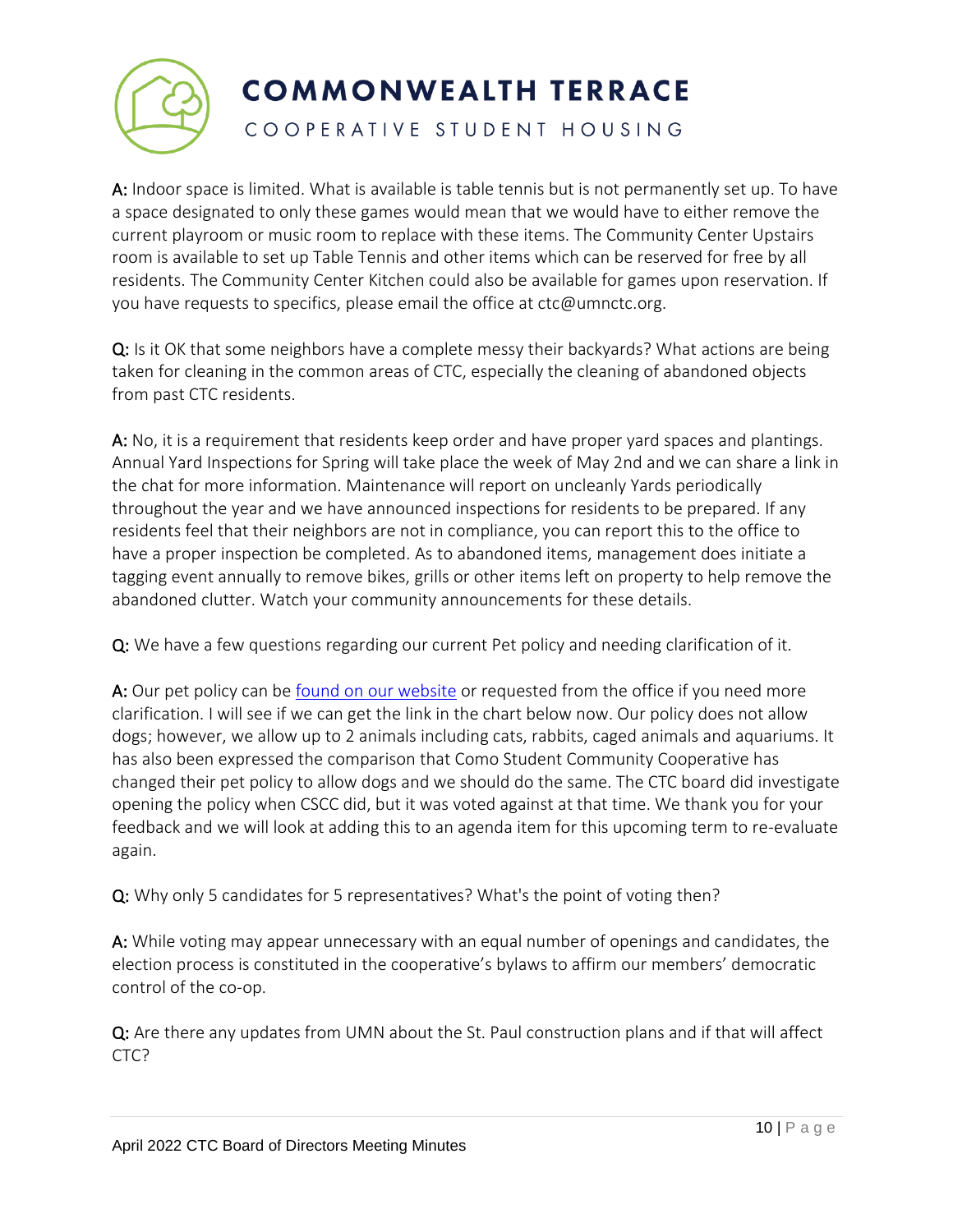**A:** Indoor space is limited. What is available is table tennis but is not permanently set up. To have a space designated to only these games would mean that we would have to either remove the current playroom or music room to replace with these items. The Community Center Upstairs room is available to set up Table Tennis and other items which can be reserved for free by all residents. The Community Center Kitchen could also be available for games upon reservation. If you have requests to specifics, please email the office at ctc@umnctc.org.

**Q:** Is it OK that some neighbors have a complete messy their backyards? What actions are being taken for cleaning in the common areas of CTC, especially the cleaning of abandoned objects from past CTC residents.

**A:** No, it is a requirement that residents keep order and have proper yard spaces and plantings. Annual Yard Inspections for Spring will take place the week of May 2nd and we can share a link in the chat for more information. Maintenance will report on uncleanly Yards periodically throughout the year and we have announced inspections for residents to be prepared. If any residents feel that their neighbors are not in compliance, you can report this to the office to have a proper inspection be completed. As to abandoned items, management does initiate a tagging event annually to remove bikes, grills or other items left on property to help remove the abandoned clutter. Watch your community announcements for these details.

**Q:** We have a few questions regarding our current Pet policy and needing clarification of it.

**A:** Our pet policy can be found on our website or requested from the office if you need more clarification. I will see if we can get the link in the chart below now. Our policy does not allow dogs; however, we allow up to 2 animals including cats, rabbits, caged animals and aquariums. It has also been expressed the comparison that Como Student Community Cooperative has changed their pet policy to allow dogs and we should do the same. The CTC board did investigate opening the policy when CSCC did, but it was voted against at that time. We thank you for your feedback and we will look at adding this to an agenda item for this upcoming term to re-evaluate again.

**Q:** Why only 5 candidates for 5 representatives? What's the point of voting then?

**A:** While voting may appear unnecessary with an equal number of openings and candidates, the election process is constituted in the cooperative's bylaws to affirm our members' democratic control of the co-op.

**Q:** Are there any updates from UMN about the St. Paul construction plans and if that will affect CTC?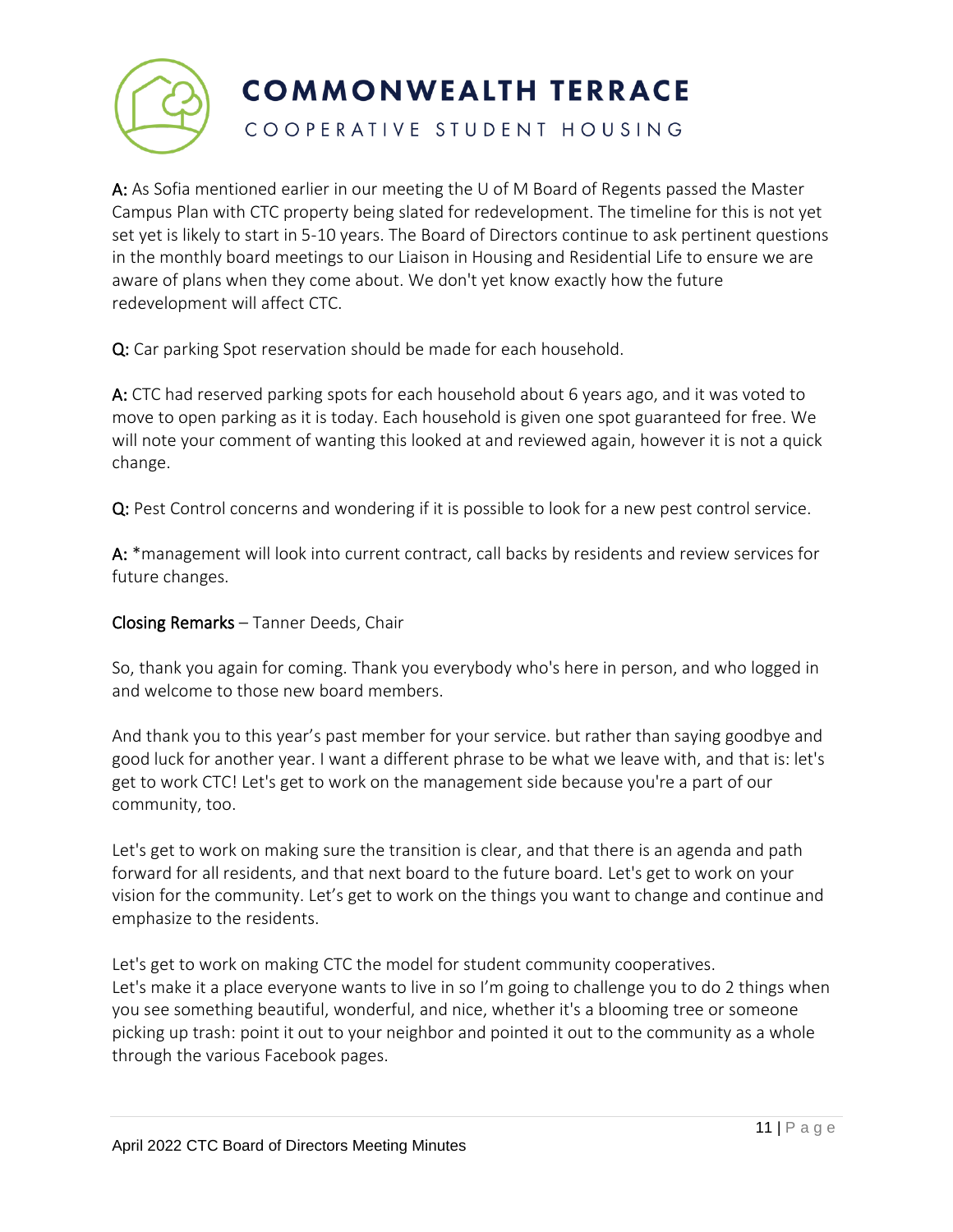**A:** As Sofia mentioned earlier in our meeting the U of M Board of Regents passed the Master Campus Plan with CTC property being slated for redevelopment. The timeline for this is not yet set yet is likely to start in 5-10 years. The Board of Directors continue to ask pertinent questions in the monthly board meetings to our Liaison in Housing and Residential Life to ensure we are aware of plans when they come about. We don't yet know exactly how the future redevelopment will affect CTC.

**Q:** Car parking Spot reservation should be made for each household.

**A:** CTC had reserved parking spots for each household about 6 years ago, and it was voted to move to open parking as it is today. Each household is given one spot guaranteed for free. We will note your comment of wanting this looked at and reviewed again, however it is not a quick change.

**Q:** Pest Control concerns and wondering if it is possible to look for a new pest control service.

**A:** *management will look into current contract, call backs by residents and review services for future changes.

**Closing Remarks** – Tanner Deeds, Chair

So, thank you again for coming. Thank you everybody who's here in person, and who logged in and welcome to those new board members.

And thank you to this year's past member for your service. but rather than saying goodbye and good luck for another year. I want a different phrase to be what we leave with, and that is: let's get to work CTC! Let's get to work on the management side because you're a part of our community, too.

Let's get to work on making sure the transition is clear, and that there is an agenda and path forward for all residents, and that next board to the future board. Let's get to work on your vision for the community. Let's get to work on the things you want to change and continue and emphasize to the residents.

Let's get to work on making CTC the model for student community cooperatives.
Let's make it a place everyone wants to live in so I'm going to challenge you to do 2 things when you see something beautiful, wonderful, and nice, whether it's a blooming tree or someone picking up trash: point it out to your neighbor and pointed it out to the community as a whole through the various Facebook pages.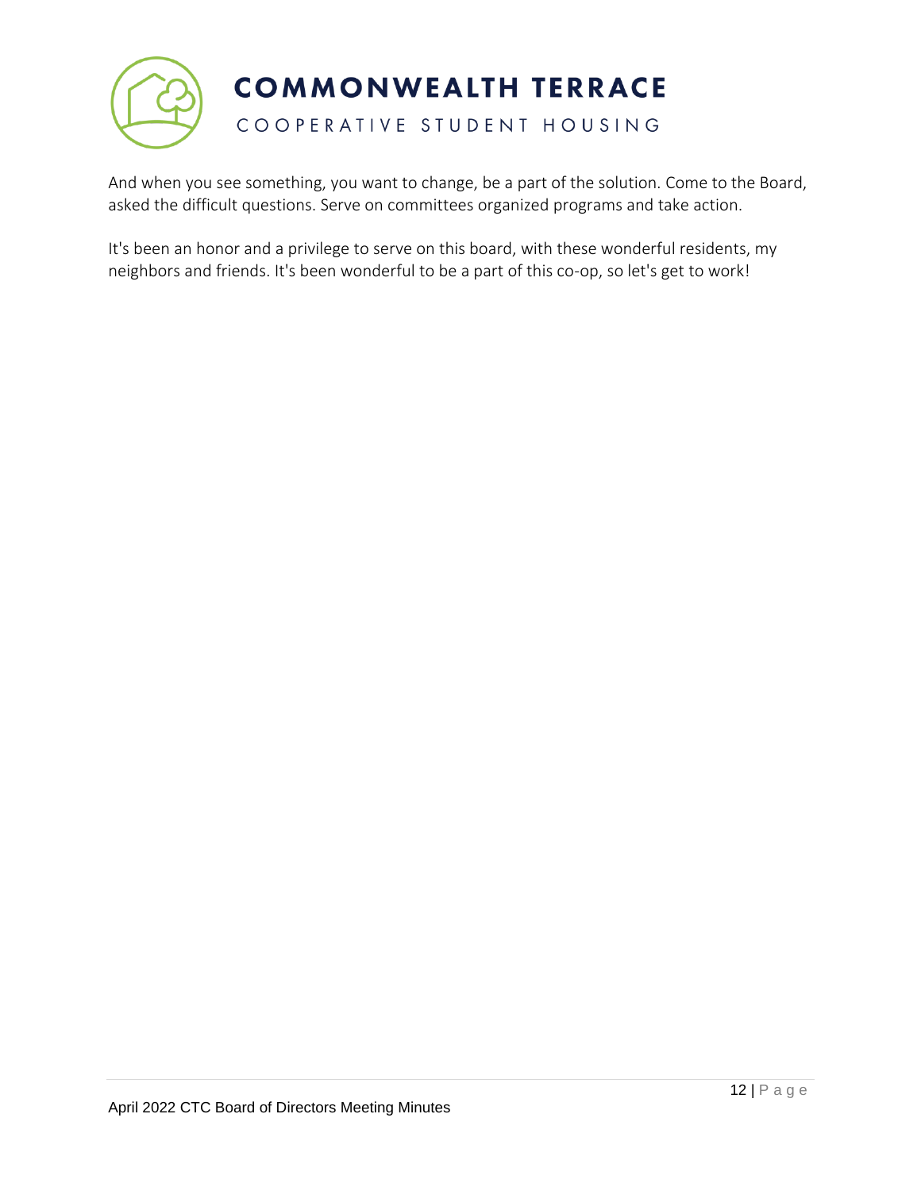And when you see something, you want to change, be a part of the solution. Come to the Board, asked the difficult questions. Serve on committees organized programs and take action.

It's been an honor and a privilege to serve on this board, with these wonderful residents, my neighbors and friends. It's been wonderful to be a part of this co-op, so let's get to work!